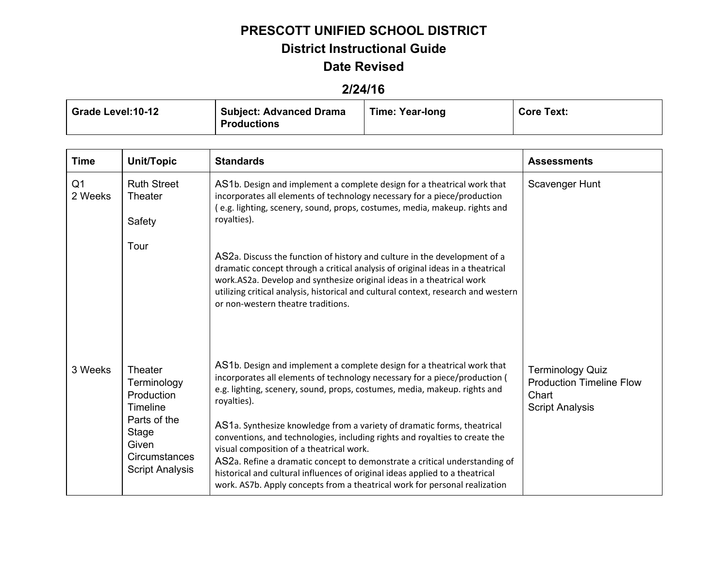# PRESCOTT UNIFIED SCHOOL DISTRICT

## District Instructional Guide

## Date Revised

## 2/24/16

| Grade Level:10-12 | Subject: Advanced Drama Productions | Time: Year-long | Core Text: |
|---|---|---|---|

| Time | Unit/Topic | Standards | Assessments |
|---|---|---|---|
| Q1<br>2 Weeks | Ruth Street Theater<br><br>Safety<br><br>Tour | AS1b. Design and implement a complete design for a theatrical work that incorporates all elements of technology necessary for a piece/production ( e.g. lighting, scenery, sound, props, costumes, media, makeup. rights and royalties).<br><br>AS2a. Discuss the function of history and culture in the development of a dramatic concept through a critical analysis of original ideas in a theatrical work.AS2a. Develop and synthesize original ideas in a theatrical work utilizing critical analysis, historical and cultural context, research and western or non-western theatre traditions. | Scavenger Hunt |
| 3 Weeks | Theater Terminology<br>Production Timeline<br>Parts of the Stage<br>Given Circumstances<br>Script Analysis | AS1b. Design and implement a complete design for a theatrical work that incorporates all elements of technology necessary for a piece/production ( e.g. lighting, scenery, sound, props, costumes, media, makeup. rights and royalties).<br><br>AS1a. Synthesize knowledge from a variety of dramatic forms, theatrical conventions, and technologies, including rights and royalties to create the visual composition of a theatrical work.<br>AS2a. Refine a dramatic concept to demonstrate a critical understanding of historical and cultural influences of original ideas applied to a theatrical work. AS7b. Apply concepts from a theatrical work for personal realization | Terminology Quiz<br>Production Timeline Flow Chart<br>Script Analysis |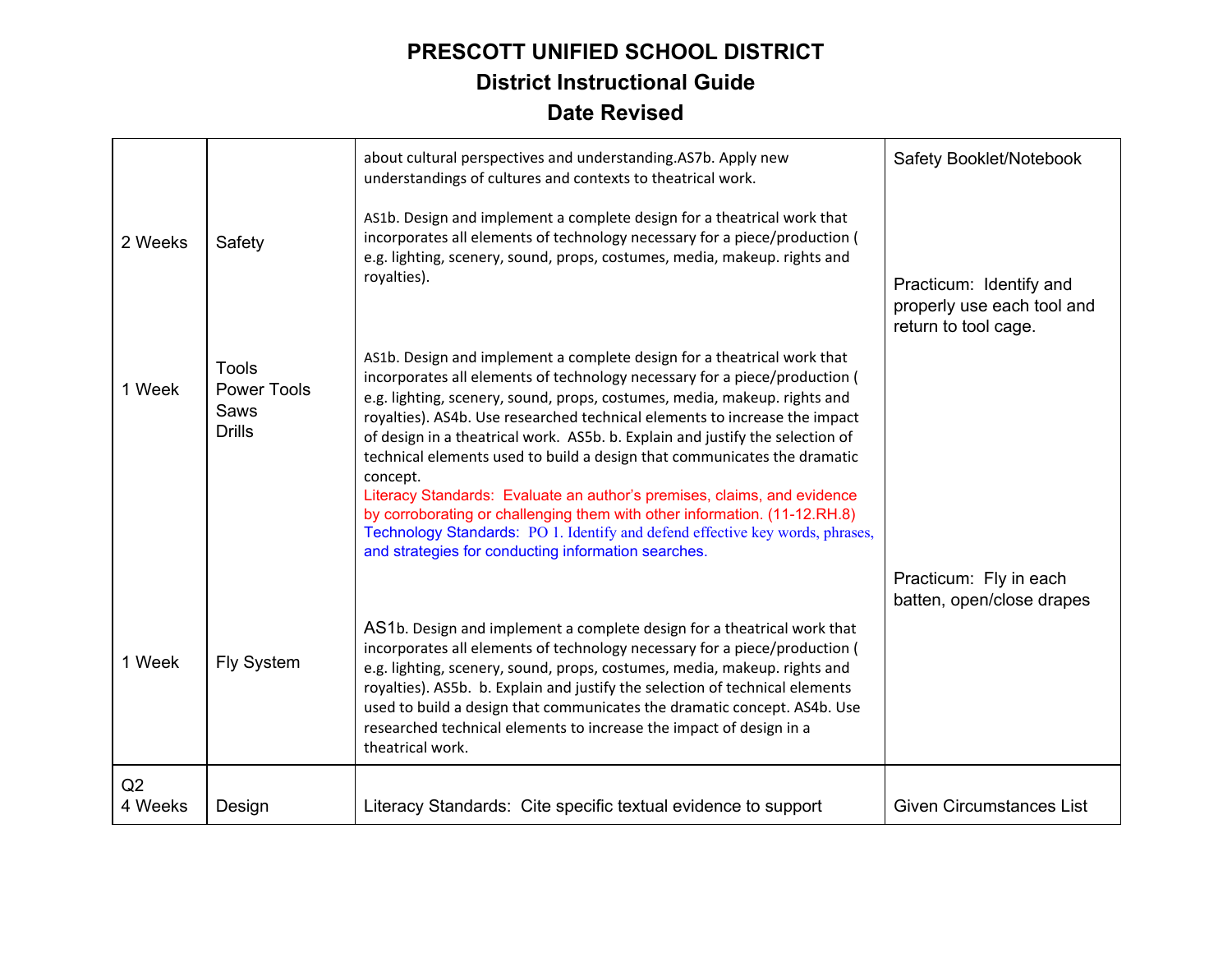# PRESCOTT UNIFIED SCHOOL DISTRICT

## District Instructional Guide

## Date Revised

| | | | |
|---|---|---|---|
| 2 Weeks | Safety | about cultural perspectives and understanding.AS7b. Apply new understandings of cultures and contexts to theatrical work.<br><br>AS1b. Design and implement a complete design for a theatrical work that incorporates all elements of technology necessary for a piece/production ( e.g. lighting, scenery, sound, props, costumes, media, makeup. rights and royalties). | Safety Booklet/Notebook<br><br>Practicum: Identify and properly use each tool and return to tool cage. |
| 1 Week | Tools<br>Power Tools<br>Saws<br>Drills | AS1b. Design and implement a complete design for a theatrical work that incorporates all elements of technology necessary for a piece/production ( e.g. lighting, scenery, sound, props, costumes, media, makeup. rights and royalties). AS4b. Use researched technical elements to increase the impact of design in a theatrical work. AS5b. b. Explain and justify the selection of technical elements used to build a design that communicates the dramatic concept.<br>Literacy Standards: Evaluate an author's premises, claims, and evidence by corroborating or challenging them with other information. (11-12.RH.8)<br>Technology Standards: PO 1. Identify and defend effective key words, phrases, and strategies for conducting information searches. | Practicum: Fly in each batten, open/close drapes |
| 1 Week | Fly System | AS1b. Design and implement a complete design for a theatrical work that incorporates all elements of technology necessary for a piece/production ( e.g. lighting, scenery, sound, props, costumes, media, makeup. rights and royalties). AS5b. b. Explain and justify the selection of technical elements used to build a design that communicates the dramatic concept. AS4b. Use researched technical elements to increase the impact of design in a theatrical work. | |
| Q2<br>4 Weeks | Design | Literacy Standards: Cite specific textual evidence to support | Given Circumstances List |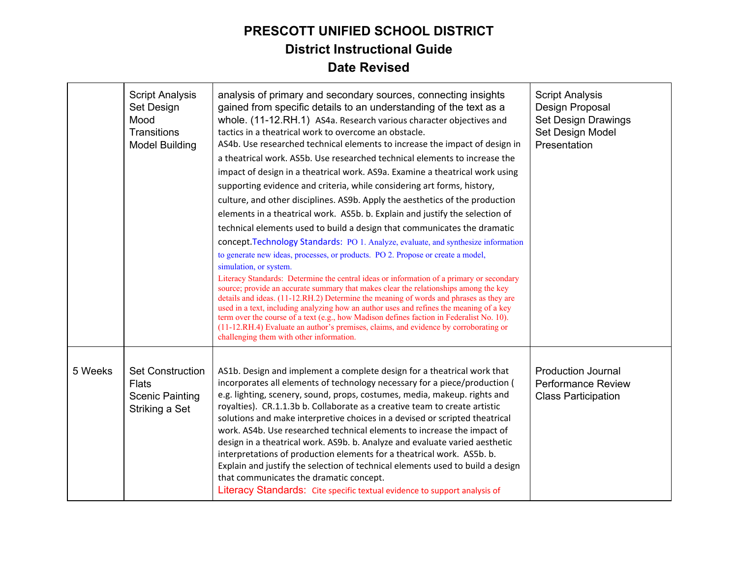# PRESCOTT UNIFIED SCHOOL DISTRICT

## District Instructional Guide

## Date Revised

| | | | |
|---|---|---|---|
| | Script Analysis<br>Set Design<br>Mood<br>Transitions<br>Model Building | analysis of primary and secondary sources, connecting insights gained from specific details to an understanding of the text as a whole. (11-12.RH.1) AS4a. Research various character objectives and tactics in a theatrical work to overcome an obstacle.<br>AS4b. Use researched technical elements to increase the impact of design in a theatrical work. AS5b. Use researched technical elements to increase the impact of design in a theatrical work. AS9a. Examine a theatrical work using supporting evidence and criteria, while considering art forms, history, culture, and other disciplines. AS9b. Apply the aesthetics of the production elements in a theatrical work. AS5b. b. Explain and justify the selection of technical elements used to build a design that communicates the dramatic concept. Technology Standards: PO 1. Analyze, evaluate, and synthesize information to generate new ideas, processes, or products. PO 2. Propose or create a model, simulation, or system.<br>Literacy Standards: Determine the central ideas or information of a primary or secondary source; provide an accurate summary that makes clear the relationships among the key details and ideas. (11-12.RH.2) Determine the meaning of words and phrases as they are used in a text, including analyzing how an author uses and refines the meaning of a key term over the course of a text (e.g., how Madison defines faction in Federalist No. 10). (11-12.RH.4) Evaluate an author's premises, claims, and evidence by corroborating or challenging them with other information. | Script Analysis<br>Design Proposal<br>Set Design Drawings<br>Set Design Model<br>Presentation |
| 5 Weeks | Set Construction<br>Flats<br>Scenic Painting<br>Striking a Set | AS1b. Design and implement a complete design for a theatrical work that incorporates all elements of technology necessary for a piece/production ( e.g. lighting, scenery, sound, props, costumes, media, makeup. rights and royalties). CR.1.1.3b b. Collaborate as a creative team to create artistic solutions and make interpretive choices in a devised or scripted theatrical work. AS4b. Use researched technical elements to increase the impact of design in a theatrical work. AS9b. b. Analyze and evaluate varied aesthetic interpretations of production elements for a theatrical work. AS5b. b. Explain and justify the selection of technical elements used to build a design that communicates the dramatic concept.<br>Literacy Standards: Cite specific textual evidence to support analysis of | Production Journal<br>Performance Review<br>Class Participation |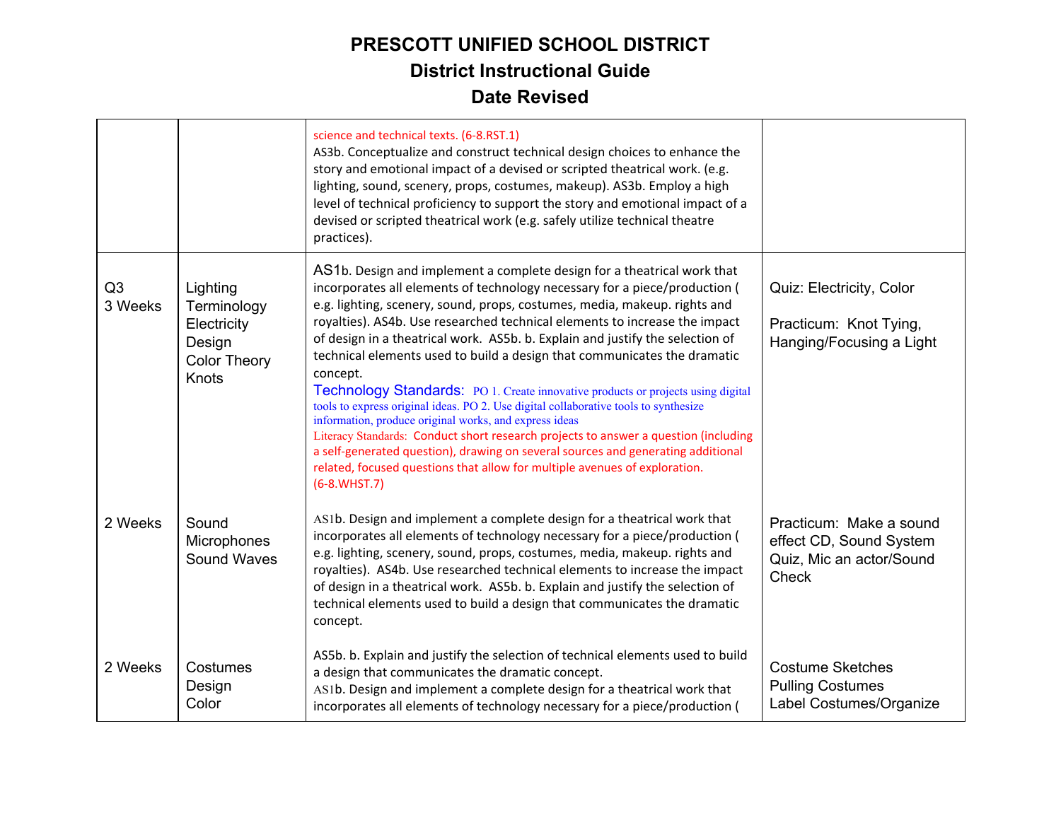# PRESCOTT UNIFIED SCHOOL DISTRICT

## District Instructional Guide

## Date Revised

| | | | |
|---|---|---|---|
| | | science and technical texts. (6-8.RST.1)<br>AS3b. Conceptualize and construct technical design choices to enhance the story and emotional impact of a devised or scripted theatrical work. (e.g. lighting, sound, scenery, props, costumes, makeup). AS3b. Employ a high level of technical proficiency to support the story and emotional impact of a devised or scripted theatrical work (e.g. safely utilize technical theatre practices). | |
| Q3<br>3 Weeks | Lighting<br>Terminology<br>Electricity<br>Design<br>Color Theory<br>Knots | AS1b. Design and implement a complete design for a theatrical work that incorporates all elements of technology necessary for a piece/production ( e.g. lighting, scenery, sound, props, costumes, media, makeup. rights and royalties). AS4b. Use researched technical elements to increase the impact of design in a theatrical work. AS5b. b. Explain and justify the selection of technical elements used to build a design that communicates the dramatic concept.<br>Technology Standards: PO 1. Create innovative products or projects using digital tools to express original ideas. PO 2. Use digital collaborative tools to synthesize information, produce original works, and express ideas<br>Literacy Standards: Conduct short research projects to answer a question (including a self-generated question), drawing on several sources and generating additional related, focused questions that allow for multiple avenues of exploration. (6-8.WHST.7) | Quiz: Electricity, Color<br><br>Practicum: Knot Tying, Hanging/Focusing a Light |
| 2 Weeks | Sound<br>Microphones<br>Sound Waves | AS1b. Design and implement a complete design for a theatrical work that incorporates all elements of technology necessary for a piece/production ( e.g. lighting, scenery, sound, props, costumes, media, makeup. rights and royalties). AS4b. Use researched technical elements to increase the impact of design in a theatrical work. AS5b. b. Explain and justify the selection of technical elements used to build a design that communicates the dramatic concept. | Practicum: Make a sound effect CD, Sound System Quiz, Mic an actor/Sound Check |
| 2 Weeks | Costumes<br>Design<br>Color | AS5b. b. Explain and justify the selection of technical elements used to build a design that communicates the dramatic concept.<br>AS1b. Design and implement a complete design for a theatrical work that incorporates all elements of technology necessary for a piece/production ( | Costume Sketches<br>Pulling Costumes<br>Label Costumes/Organize |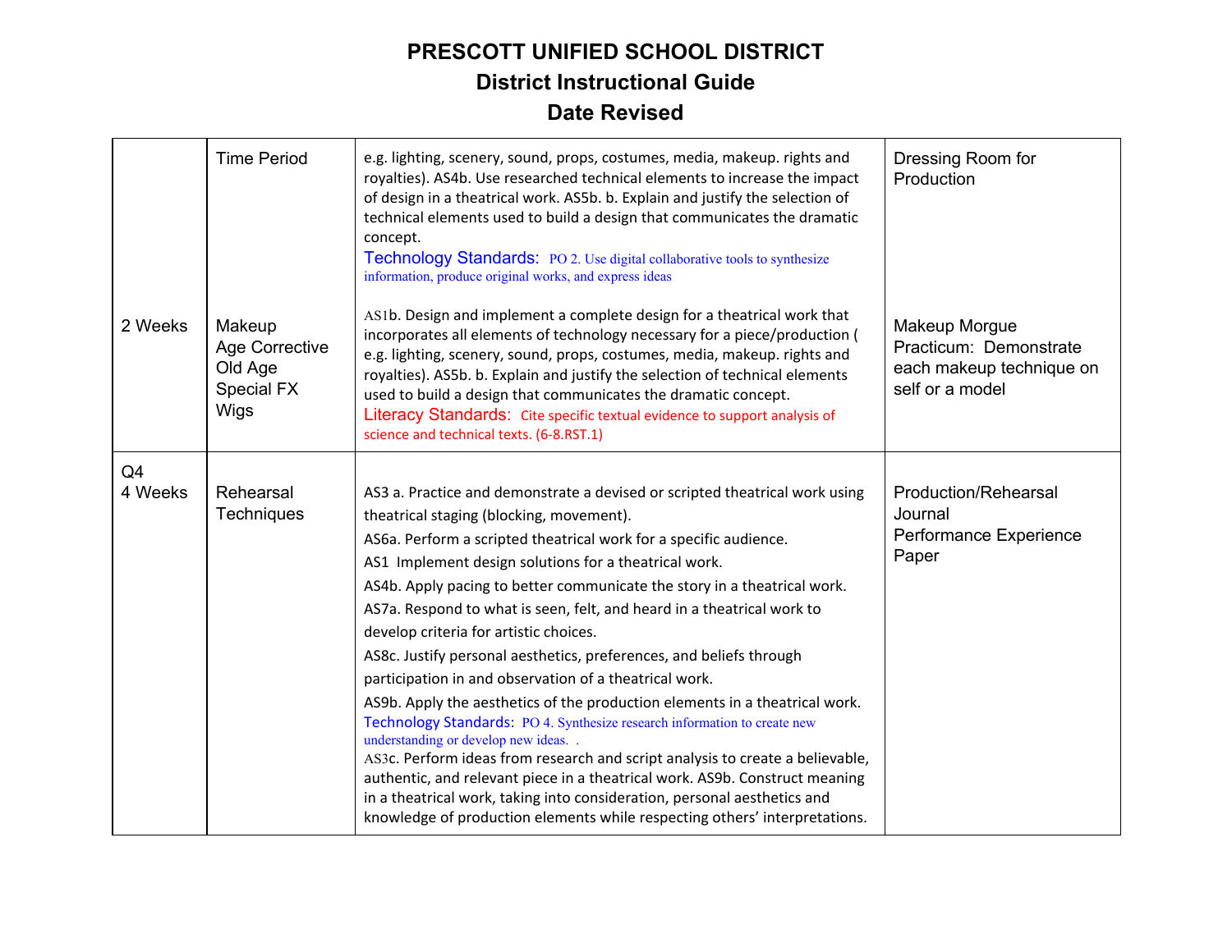# PRESCOTT UNIFIED SCHOOL DISTRICT
## District Instructional Guide
## Date Revised

| | | | |
|---|---|---|---|
| | Time Period | e.g. lighting, scenery, sound, props, costumes, media, makeup. rights and royalties). AS4b. Use researched technical elements to increase the impact of design in a theatrical work. AS5b. b. Explain and justify the selection of technical elements used to build a design that communicates the dramatic concept. Technology Standards: PO 2. Use digital collaborative tools to synthesize information, produce original works, and express ideas | Dressing Room for Production |
| 2 Weeks | Makeup<br>Age Corrective<br>Old Age<br>Special FX<br>Wigs | AS1b. Design and implement a complete design for a theatrical work that incorporates all elements of technology necessary for a piece/production ( e.g. lighting, scenery, sound, props, costumes, media, makeup. rights and royalties). AS5b. b. Explain and justify the selection of technical elements used to build a design that communicates the dramatic concept. Literacy Standards: Cite specific textual evidence to support analysis of science and technical texts. (6-8.RST.1) | Makeup Morgue<br>Practicum: Demonstrate each makeup technique on self or a model |
| Q4<br>4 Weeks | Rehearsal Techniques | AS3 a. Practice and demonstrate a devised or scripted theatrical work using theatrical staging (blocking, movement).<br>AS6a. Perform a scripted theatrical work for a specific audience.<br>AS1 Implement design solutions for a theatrical work.<br>AS4b. Apply pacing to better communicate the story in a theatrical work.<br>AS7a. Respond to what is seen, felt, and heard in a theatrical work to develop criteria for artistic choices.<br>AS8c. Justify personal aesthetics, preferences, and beliefs through participation in and observation of a theatrical work.<br>AS9b. Apply the aesthetics of the production elements in a theatrical work.<br>Technology Standards: PO 4. Synthesize research information to create new understanding or develop new ideas. .<br>AS3c. Perform ideas from research and script analysis to create a believable, authentic, and relevant piece in a theatrical work. AS9b. Construct meaning in a theatrical work, taking into consideration, personal aesthetics and knowledge of production elements while respecting others' interpretations. | Production/Rehearsal Journal<br>Performance Experience Paper |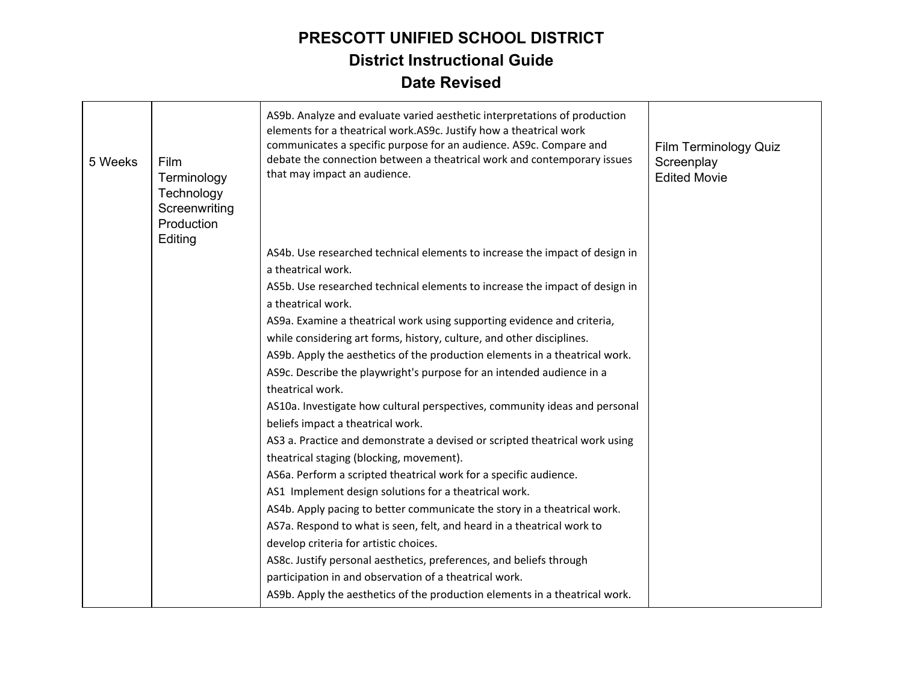# PRESCOTT UNIFIED SCHOOL DISTRICT

## District Instructional Guide

## Date Revised

| | | | |
|---|---|---|---|
| 5 Weeks | Film<br>Terminology<br>Technology<br>Screenwriting<br>Production<br>Editing | AS9b. Analyze and evaluate varied aesthetic interpretations of production elements for a theatrical work.AS9c. Justify how a theatrical work communicates a specific purpose for an audience. AS9c. Compare and debate the connection between a theatrical work and contemporary issues that may impact an audience.<br><br>AS4b. Use researched technical elements to increase the impact of design in a theatrical work.<br>AS5b. Use researched technical elements to increase the impact of design in a theatrical work.<br>AS9a. Examine a theatrical work using supporting evidence and criteria, while considering art forms, history, culture, and other disciplines.<br>AS9b. Apply the aesthetics of the production elements in a theatrical work.<br>AS9c. Describe the playwright's purpose for an intended audience in a theatrical work.<br>AS10a. Investigate how cultural perspectives, community ideas and personal beliefs impact a theatrical work.<br>AS3 a. Practice and demonstrate a devised or scripted theatrical work using theatrical staging (blocking, movement).<br>AS6a. Perform a scripted theatrical work for a specific audience.<br>AS1 Implement design solutions for a theatrical work.<br>AS4b. Apply pacing to better communicate the story in a theatrical work.<br>AS7a. Respond to what is seen, felt, and heard in a theatrical work to develop criteria for artistic choices.<br>AS8c. Justify personal aesthetics, preferences, and beliefs through participation in and observation of a theatrical work.<br>AS9b. Apply the aesthetics of the production elements in a theatrical work. | Film Terminology Quiz<br>Screenplay<br>Edited Movie |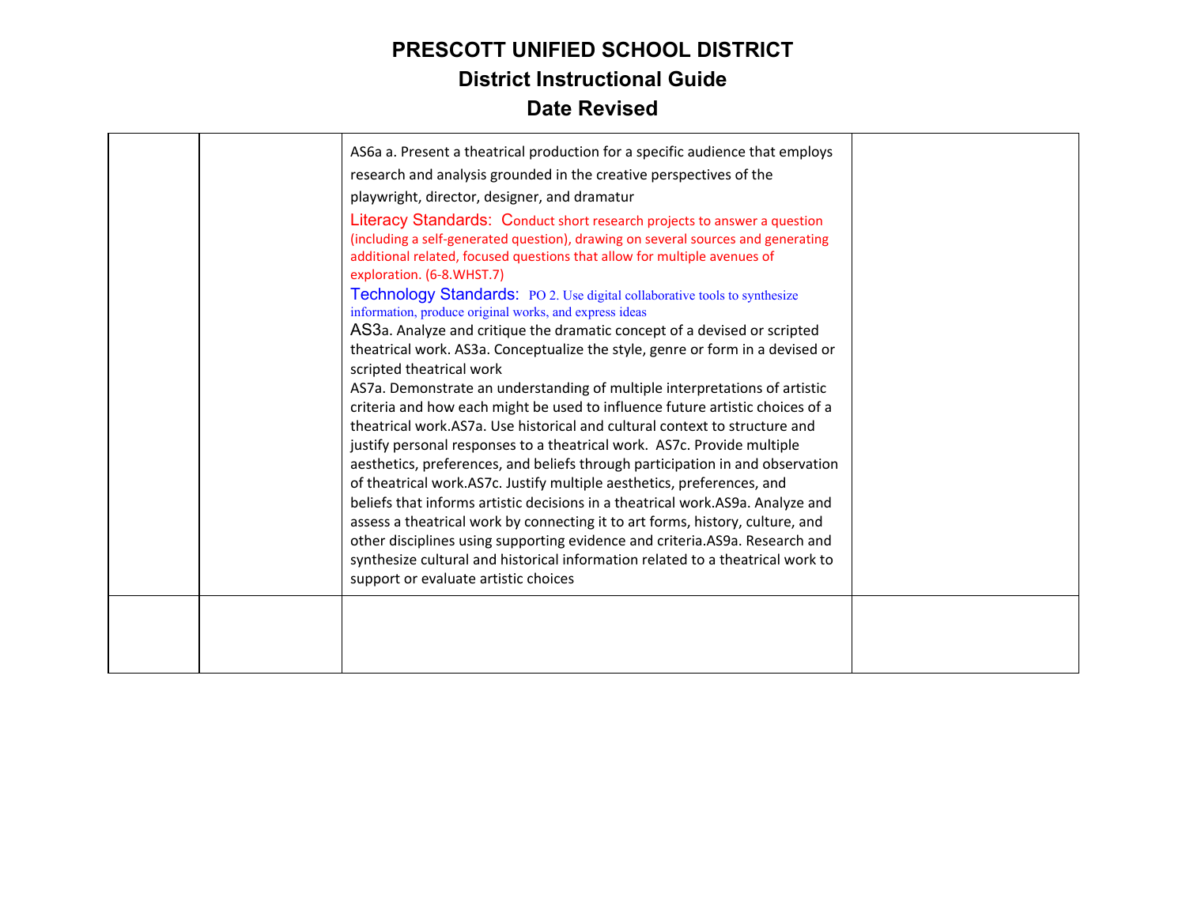# PRESCOTT UNIFIED SCHOOL DISTRICT
## District Instructional Guide
## Date Revised

| | | | |
|---|---|---|---|
| | | AS6a a. Present a theatrical production for a specific audience that employs research and analysis grounded in the creative perspectives of the playwright, director, designer, and dramatur<br>Literacy Standards: Conduct short research projects to answer a question (including a self-generated question), drawing on several sources and generating additional related, focused questions that allow for multiple avenues of exploration. (6-8.WHST.7)<br>Technology Standards: PO 2. Use digital collaborative tools to synthesize information, produce original works, and express ideas<br>AS3a. Analyze and critique the dramatic concept of a devised or scripted theatrical work. AS3a. Conceptualize the style, genre or form in a devised or scripted theatrical work<br>AS7a. Demonstrate an understanding of multiple interpretations of artistic criteria and how each might be used to influence future artistic choices of a theatrical work.AS7a. Use historical and cultural context to structure and justify personal responses to a theatrical work. AS7c. Provide multiple aesthetics, preferences, and beliefs through participation in and observation of theatrical work.AS7c. Justify multiple aesthetics, preferences, and beliefs that informs artistic decisions in a theatrical work.AS9a. Analyze and assess a theatrical work by connecting it to art forms, history, culture, and other disciplines using supporting evidence and criteria.AS9a. Research and synthesize cultural and historical information related to a theatrical work to support or evaluate artistic choices | |
| | | | |